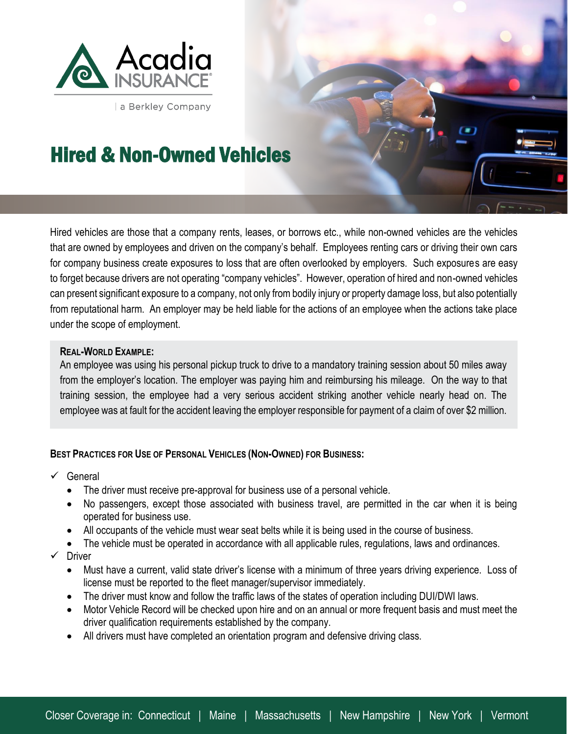Acadia INSURANCE

a Berkley Company

# Hired & Non-Owned Vehicles

Hired vehicles are those that a company rents, leases, or borrows etc., while non-owned vehicles are the vehicles that are owned by employees and driven on the company's behalf. Employees renting cars or driving their own cars for company business create exposures to loss that are often overlooked by employers. Such exposures are easy to forget because drivers are not operating "company vehicles". However, operation of hired and non-owned vehicles can present significant exposure to a company, not only from bodily injury or property damage loss, but also potentially from reputational harm. An employer may be held liable for the actions of an employee when the actions take place under the scope of employment.

**REAL-WORLD EXAMPLE:**

An employee was using his personal pickup truck to drive to a mandatory training session about 50 miles away from the employer's location. The employer was paying him and reimbursing his mileage. On the way to that training session, the employee had a very serious accident striking another vehicle nearly head on. The employee was at fault for the accident leaving the employer responsible for payment of a claim of over $2 million.

**BEST PRACTICES FOR USE OF PERSONAL VEHICLES (NON-OWNED) FOR BUSINESS:**

- ✓ General
  - The driver must receive pre-approval for business use of a personal vehicle.
  - No passengers, except those associated with business travel, are permitted in the car when it is being operated for business use.
  - All occupants of the vehicle must wear seat belts while it is being used in the course of business.
  - The vehicle must be operated in accordance with all applicable rules, regulations, laws and ordinances.
- ✓ Driver
  - Must have a current, valid state driver's license with a minimum of three years driving experience. Loss of license must be reported to the fleet manager/supervisor immediately.
  - The driver must know and follow the traffic laws of the states of operation including DUI/DWI laws.
  - Motor Vehicle Record will be checked upon hire and on an annual or more frequent basis and must meet the driver qualification requirements established by the company.
  - All drivers must have completed an orientation program and defensive driving class.

Closer Coverage in: Connecticut | Maine | Massachusetts | New Hampshire | New York | Vermont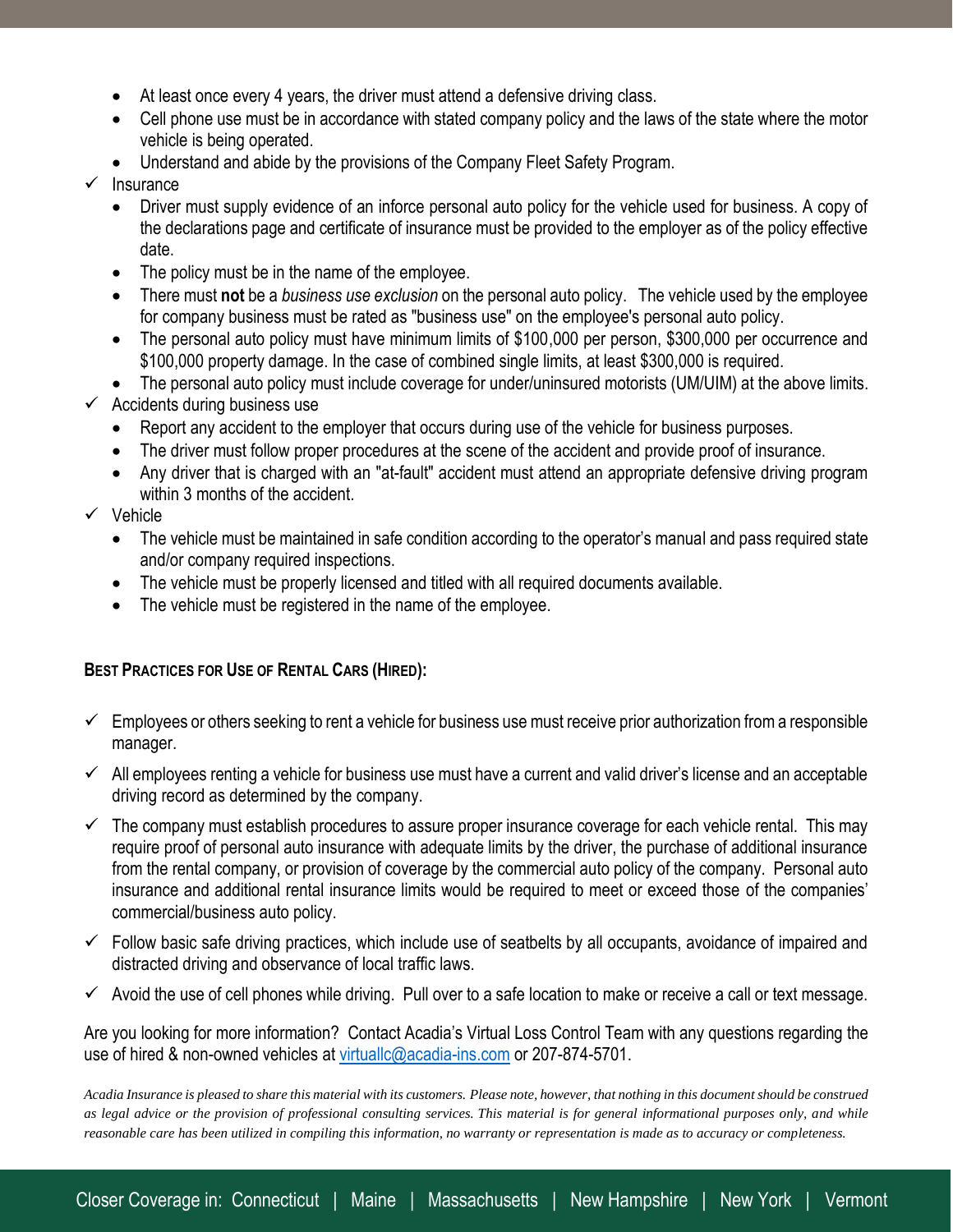- At least once every 4 years, the driver must attend a defensive driving class.
- Cell phone use must be in accordance with stated company policy and the laws of the state where the motor vehicle is being operated.
- Understand and abide by the provisions of the Company Fleet Safety Program.

✓ Insurance

- Driver must supply evidence of an inforce personal auto policy for the vehicle used for business. A copy of the declarations page and certificate of insurance must be provided to the employer as of the policy effective date.
- The policy must be in the name of the employee.
- There must **not** be a *business use exclusion* on the personal auto policy. The vehicle used by the employee for company business must be rated as "business use" on the employee's personal auto policy.
- The personal auto policy must have minimum limits of $100,000 per person, $300,000 per occurrence and $100,000 property damage. In the case of combined single limits, at least $300,000 is required.
- The personal auto policy must include coverage for under/uninsured motorists (UM/UIM) at the above limits.

✓ Accidents during business use

- Report any accident to the employer that occurs during use of the vehicle for business purposes.
- The driver must follow proper procedures at the scene of the accident and provide proof of insurance.
- Any driver that is charged with an "at-fault" accident must attend an appropriate defensive driving program within 3 months of the accident.

✓ Vehicle

- The vehicle must be maintained in safe condition according to the operator's manual and pass required state and/or company required inspections.
- The vehicle must be properly licensed and titled with all required documents available.
- The vehicle must be registered in the name of the employee.

**BEST PRACTICES FOR USE OF RENTAL CARS (HIRED):**

✓ Employees or others seeking to rent a vehicle for business use must receive prior authorization from a responsible manager.

✓ All employees renting a vehicle for business use must have a current and valid driver's license and an acceptable driving record as determined by the company.

✓ The company must establish procedures to assure proper insurance coverage for each vehicle rental. This may require proof of personal auto insurance with adequate limits by the driver, the purchase of additional insurance from the rental company, or provision of coverage by the commercial auto policy of the company. Personal auto insurance and additional rental insurance limits would be required to meet or exceed those of the companies' commercial/business auto policy.

✓ Follow basic safe driving practices, which include use of seatbelts by all occupants, avoidance of impaired and distracted driving and observance of local traffic laws.

✓ Avoid the use of cell phones while driving. Pull over to a safe location to make or receive a call or text message.

Are you looking for more information? Contact Acadia's Virtual Loss Control Team with any questions regarding the use of hired & non-owned vehicles at virtuallc@acadia-ins.com or 207-874-5701.

*Acadia Insurance is pleased to share this material with its customers. Please note, however, that nothing in this document should be construed as legal advice or the provision of professional consulting services. This material is for general informational purposes only, and while reasonable care has been utilized in compiling this information, no warranty or representation is made as to accuracy or completeness.*

Closer Coverage in: Connecticut | Maine | Massachusetts | New Hampshire | New York | Vermont